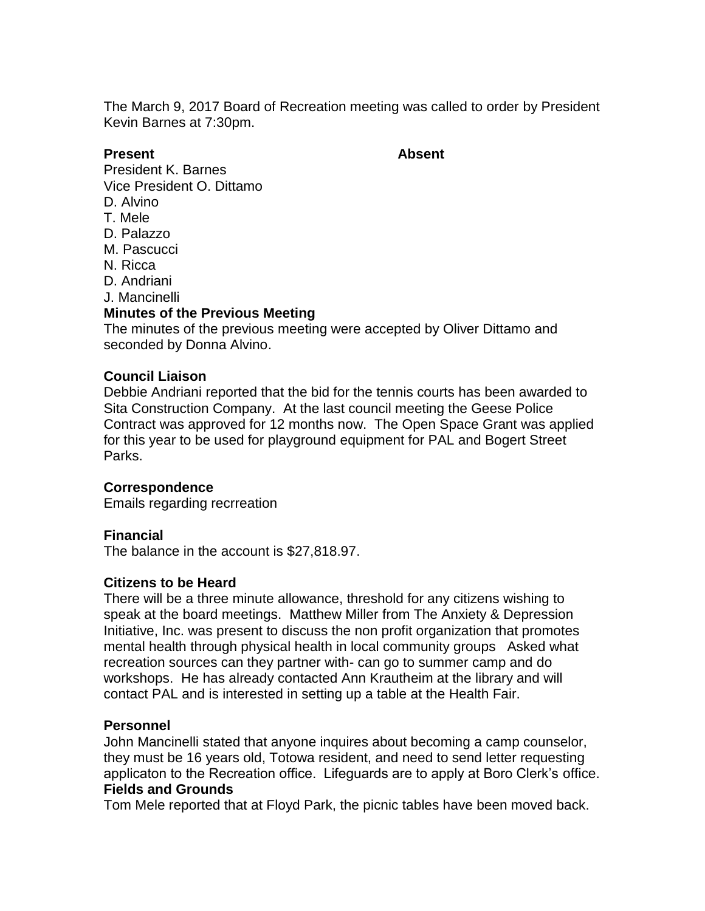The March 9, 2017 Board of Recreation meeting was called to order by President Kevin Barnes at 7:30pm.

| **Present** | **Absent** |
|---|---|
| President K. Barnes | |
| Vice President O. Dittamo | |
| D. Alvino | |
| T. Mele | |
| D. Palazzo | |
| M. Pascucci | |
| N. Ricca | |
| D. Andriani | |
| J. Mancinelli | |

**Minutes of the Previous Meeting**

The minutes of the previous meeting were accepted by Oliver Dittamo and seconded by Donna Alvino.

**Council Liaison**

Debbie Andriani reported that the bid for the tennis courts has been awarded to Sita Construction Company. At the last council meeting the Geese Police Contract was approved for 12 months now. The Open Space Grant was applied for this year to be used for playground equipment for PAL and Bogert Street Parks.

**Correspondence**

Emails regarding recrreation

**Financial**

The balance in the account is $27,818.97.

**Citizens to be Heard**

There will be a three minute allowance, threshold for any citizens wishing to speak at the board meetings. Matthew Miller from The Anxiety & Depression Initiative, Inc. was present to discuss the non profit organization that promotes mental health through physical health in local community groups Asked what recreation sources can they partner with- can go to summer camp and do workshops. He has already contacted Ann Krautheim at the library and will contact PAL and is interested in setting up a table at the Health Fair.

**Personnel**

John Mancinelli stated that anyone inquires about becoming a camp counselor, they must be 16 years old, Totowa resident, and need to send letter requesting applicaton to the Recreation office. Lifeguards are to apply at Boro Clerk's office.

**Fields and Grounds**

Tom Mele reported that at Floyd Park, the picnic tables have been moved back.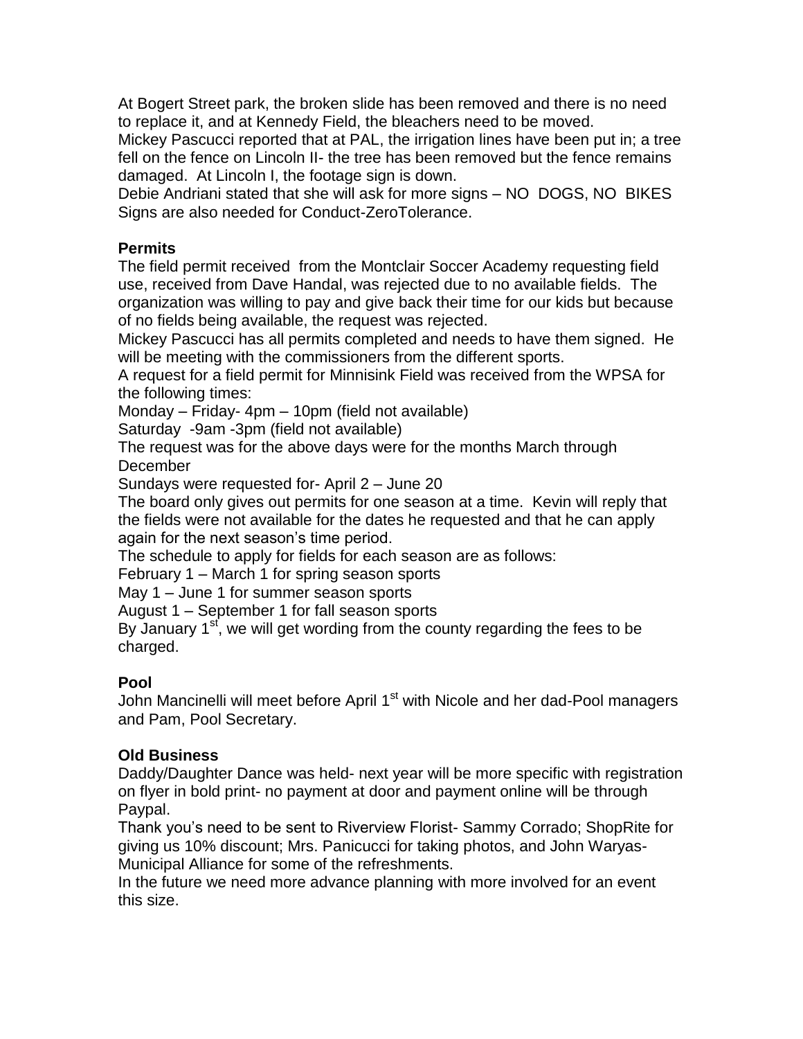At Bogert Street park, the broken slide has been removed and there is no need to replace it, and at Kennedy Field, the bleachers need to be moved.

Mickey Pascucci reported that at PAL, the irrigation lines have been put in; a tree fell on the fence on Lincoln II- the tree has been removed but the fence remains damaged. At Lincoln I, the footage sign is down.

Debie Andriani stated that she will ask for more signs – NO DOGS, NO BIKES Signs are also needed for Conduct-ZeroTolerance.

**Permits**

The field permit received from the Montclair Soccer Academy requesting field use, received from Dave Handal, was rejected due to no available fields. The organization was willing to pay and give back their time for our kids but because of no fields being available, the request was rejected.

Mickey Pascucci has all permits completed and needs to have them signed. He will be meeting with the commissioners from the different sports.

A request for a field permit for Minnisink Field was received from the WPSA for the following times:

Monday – Friday- 4pm – 10pm (field not available)

Saturday -9am -3pm (field not available)

The request was for the above days were for the months March through December

Sundays were requested for- April 2 – June 20

The board only gives out permits for one season at a time. Kevin will reply that the fields were not available for the dates he requested and that he can apply again for the next season's time period.

The schedule to apply for fields for each season are as follows:

February 1 – March 1 for spring season sports

May 1 – June 1 for summer season sports

August 1 – September 1 for fall season sports

By January 1st, we will get wording from the county regarding the fees to be charged.

**Pool**

John Mancinelli will meet before April 1st with Nicole and her dad-Pool managers and Pam, Pool Secretary.

**Old Business**

Daddy/Daughter Dance was held- next year will be more specific with registration on flyer in bold print- no payment at door and payment online will be through Paypal.

Thank you's need to be sent to Riverview Florist- Sammy Corrado; ShopRite for giving us 10% discount; Mrs. Panicucci for taking photos, and John Waryas-Municipal Alliance for some of the refreshments.

In the future we need more advance planning with more involved for an event this size.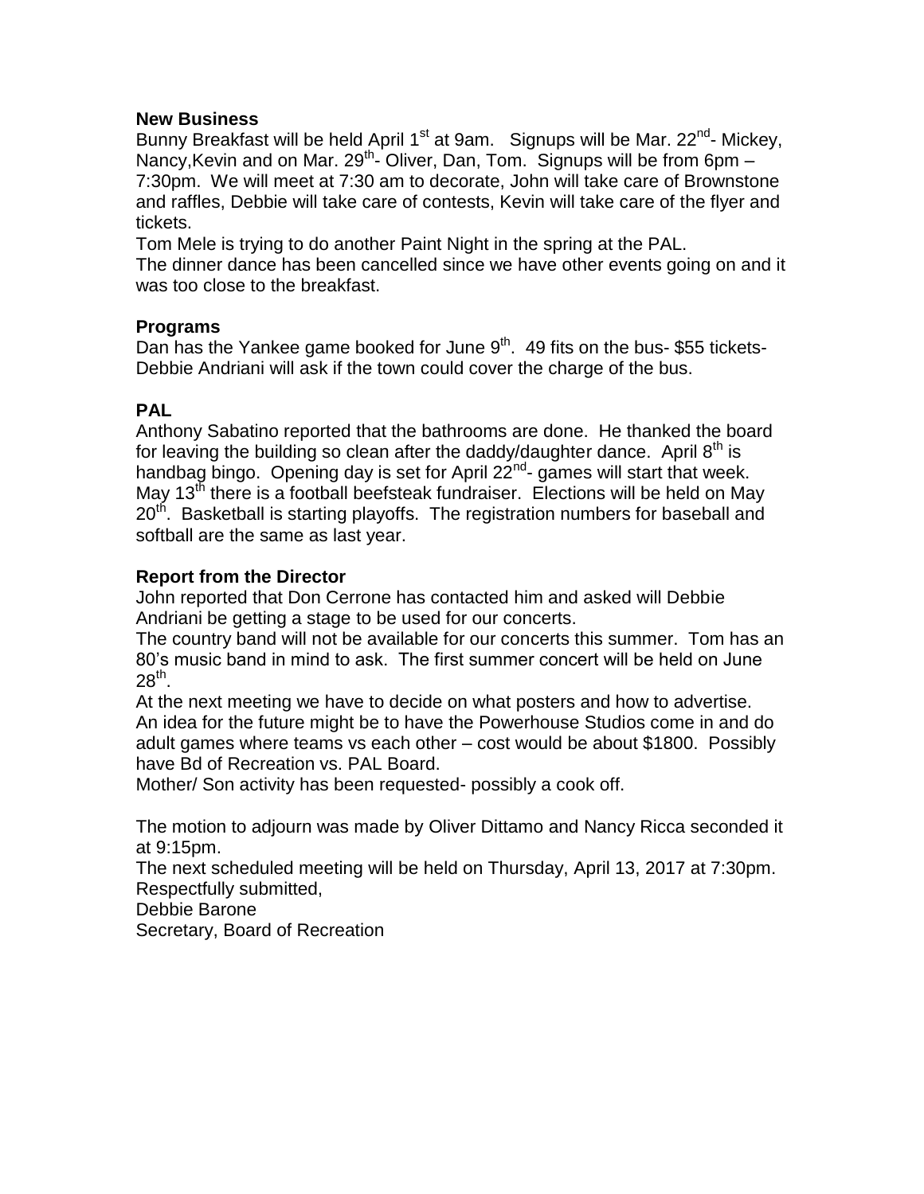**New Business**

Bunny Breakfast will be held April 1st at 9am. Signups will be Mar. 22nd- Mickey, Nancy,Kevin and on Mar. 29th- Oliver, Dan, Tom. Signups will be from 6pm – 7:30pm. We will meet at 7:30 am to decorate, John will take care of Brownstone and raffles, Debbie will take care of contests, Kevin will take care of the flyer and tickets.

Tom Mele is trying to do another Paint Night in the spring at the PAL.

The dinner dance has been cancelled since we have other events going on and it was too close to the breakfast.

**Programs**

Dan has the Yankee game booked for June 9th. 49 fits on the bus- $55 tickets- Debbie Andriani will ask if the town could cover the charge of the bus.

**PAL**

Anthony Sabatino reported that the bathrooms are done. He thanked the board for leaving the building so clean after the daddy/daughter dance. April 8th is handbag bingo. Opening day is set for April 22nd- games will start that week. May 13th there is a football beefsteak fundraiser. Elections will be held on May 20th. Basketball is starting playoffs. The registration numbers for baseball and softball are the same as last year.

**Report from the Director**

John reported that Don Cerrone has contacted him and asked will Debbie Andriani be getting a stage to be used for our concerts.

The country band will not be available for our concerts this summer. Tom has an 80's music band in mind to ask. The first summer concert will be held on June 28th.

At the next meeting we have to decide on what posters and how to advertise.

An idea for the future might be to have the Powerhouse Studios come in and do adult games where teams vs each other – cost would be about $1800. Possibly have Bd of Recreation vs. PAL Board.

Mother/ Son activity has been requested- possibly a cook off.

The motion to adjourn was made by Oliver Dittamo and Nancy Ricca seconded it at 9:15pm.

The next scheduled meeting will be held on Thursday, April 13, 2017 at 7:30pm.

Respectfully submitted,

Debbie Barone

Secretary, Board of Recreation